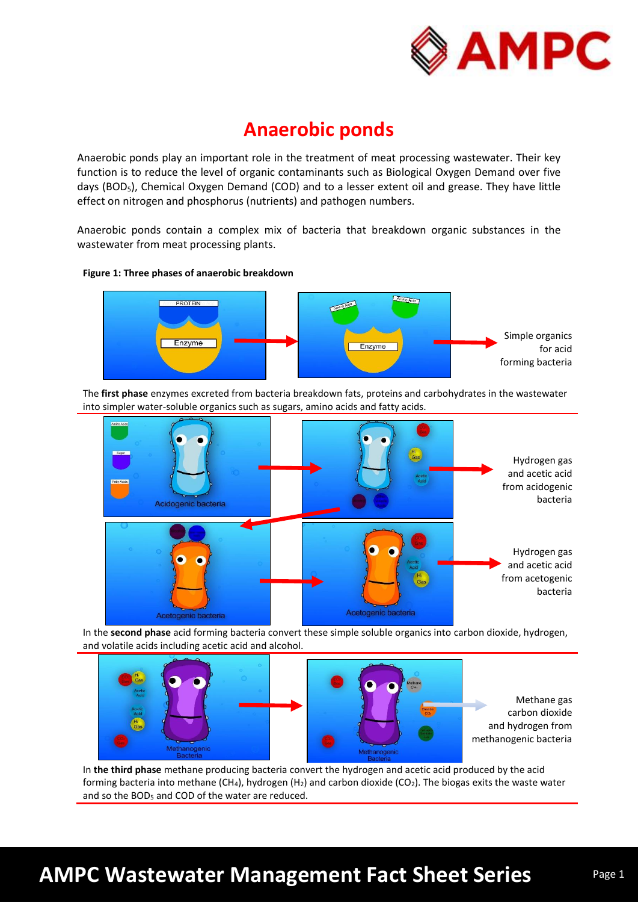# Anaerobic ponds

Anaerobic ponds play an important role in the treatment of meat processing wastewater. Their key function is to reduce the level of organic contaminants such as Biological Oxygen Demand over five days ($BOD_5$), Chemical Oxygen Demand (COD) and to a lesser extent oil and grease. They have little effect on nitrogen and phosphorus (nutrients) and pathogen numbers.

Anaerobic ponds contain a complex mix of bacteria that breakdown organic substances in the wastewater from meat processing plants.

**Figure 1: Three phases of anaerobic breakdown**

Simple organics for acid forming bacteria

The **first phase** enzymes excreted from bacteria breakdown fats, proteins and carbohydrates in the wastewater into simpler water-soluble organics such as sugars, amino acids and fatty acids.

Hydrogen gas and acetic acid from acidogenic bacteria

Hydrogen gas and acetic acid from acetogenic bacteria

In the **second phase** acid forming bacteria convert these simple soluble organics into carbon dioxide, hydrogen, and volatile acids including acetic acid and alcohol.

Methane gas carbon dioxide and hydrogen from methanogenic bacteria

In **the third phase** methane producing bacteria convert the hydrogen and acetic acid produced by the acid forming bacteria into methane ($CH_4$), hydrogen ($H_2$) and carbon dioxide ($CO_2$). The biogas exits the waste water and so the $BOD_5$ and COD of the water are reduced.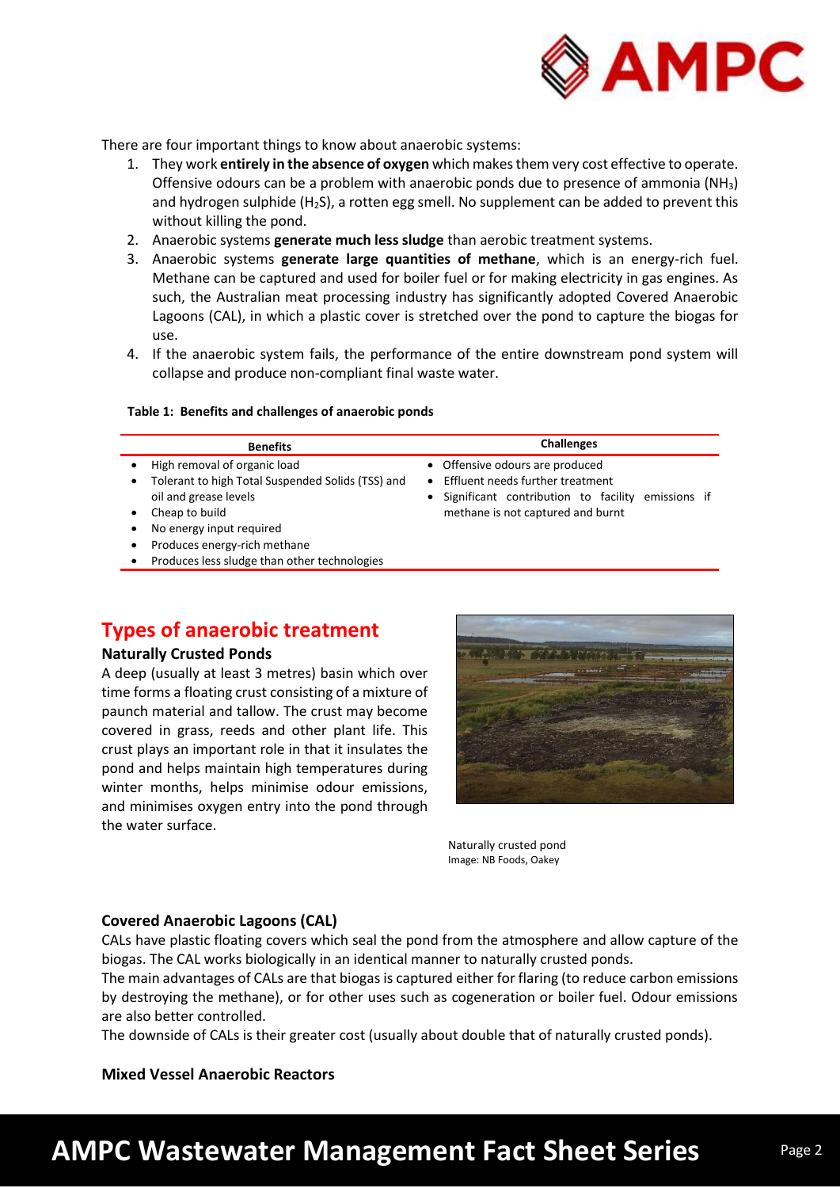There are four important things to know about anaerobic systems:

1. They work **entirely in the absence of oxygen** which makes them very cost effective to operate. Offensive odours can be a problem with anaerobic ponds due to presence of ammonia ($NH_3$) and hydrogen sulphide ($H_2S$), a rotten egg smell. No supplement can be added to prevent this without killing the pond.
2. Anaerobic systems **generate much less sludge** than aerobic treatment systems.
3. Anaerobic systems **generate large quantities of methane**, which is an energy-rich fuel. Methane can be captured and used for boiler fuel or for making electricity in gas engines. As such, the Australian meat processing industry has significantly adopted Covered Anaerobic Lagoons (CAL), in which a plastic cover is stretched over the pond to capture the biogas for use.
4. If the anaerobic system fails, the performance of the entire downstream pond system will collapse and produce non-compliant final waste water.

**Table 1: Benefits and challenges of anaerobic ponds**

| Benefits | Challenges |
|---|---|
| • High removal of organic load<br>• Tolerant to high Total Suspended Solids (TSS) and oil and grease levels<br>• Cheap to build<br>• No energy input required<br>• Produces energy-rich methane<br>• Produces less sludge than other technologies | • Offensive odours are produced<br>• Effluent needs further treatment<br>• Significant contribution to facility emissions if methane is not captured and burnt |

# Types of anaerobic treatment

## Naturally Crusted Ponds

A deep (usually at least 3 metres) basin which over time forms a floating crust consisting of a mixture of paunch material and tallow. The crust may become covered in grass, reeds and other plant life. This crust plays an important role in that it insulates the pond and helps maintain high temperatures during winter months, helps minimise odour emissions, and minimises oxygen entry into the pond through the water surface.

Naturally crusted pond
Image: NB Foods, Oakey

## Covered Anaerobic Lagoons (CAL)

CALs have plastic floating covers which seal the pond from the atmosphere and allow capture of the biogas. The CAL works biologically in an identical manner to naturally crusted ponds.

The main advantages of CALs are that biogas is captured either for flaring (to reduce carbon emissions by destroying the methane), or for other uses such as cogeneration or boiler fuel. Odour emissions are also better controlled.

The downside of CALs is their greater cost (usually about double that of naturally crusted ponds).

## Mixed Vessel Anaerobic Reactors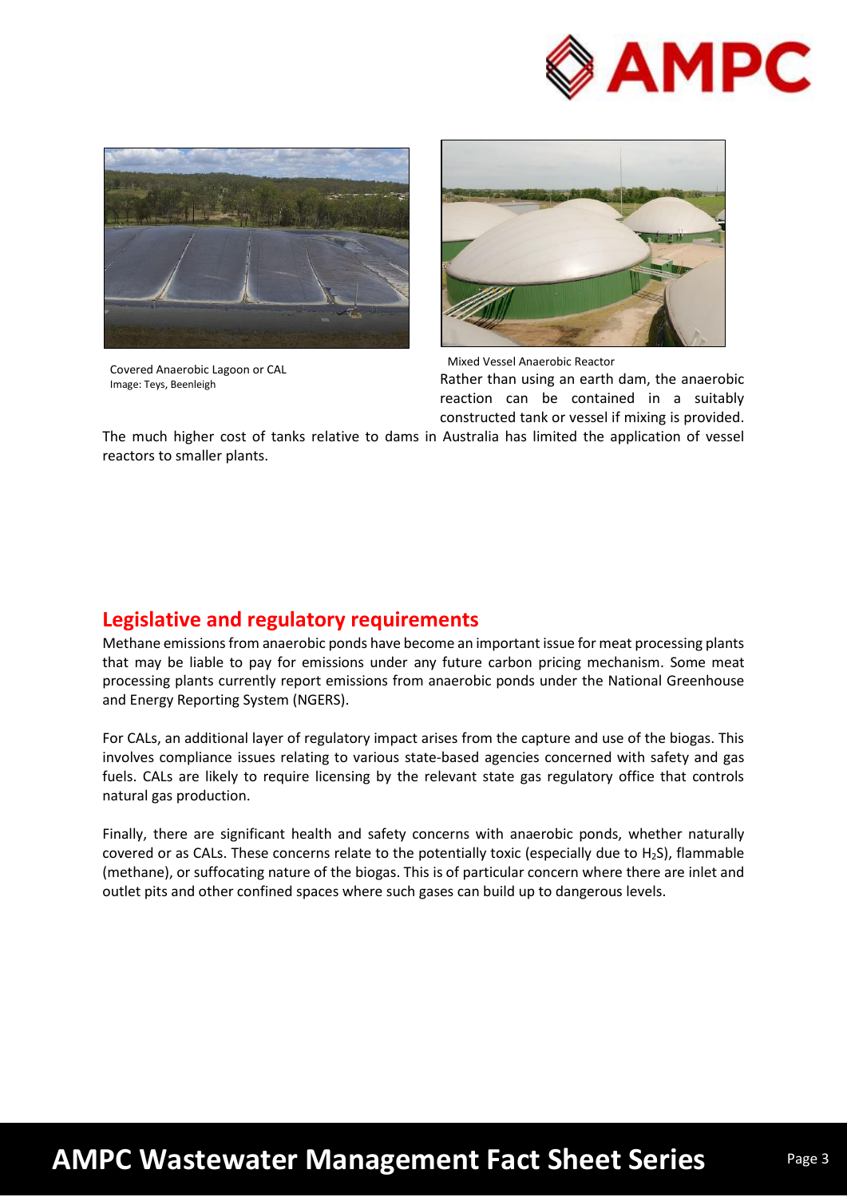Covered Anaerobic Lagoon or CAL
Image: Teys, Beenleigh

Mixed Vessel Anaerobic Reactor

Rather than using an earth dam, the anaerobic reaction can be contained in a suitably constructed tank or vessel if mixing is provided. The much higher cost of tanks relative to dams in Australia has limited the application of vessel reactors to smaller plants.

## Legislative and regulatory requirements

Methane emissions from anaerobic ponds have become an important issue for meat processing plants that may be liable to pay for emissions under any future carbon pricing mechanism. Some meat processing plants currently report emissions from anaerobic ponds under the National Greenhouse and Energy Reporting System (NGERS).

For CALs, an additional layer of regulatory impact arises from the capture and use of the biogas. This involves compliance issues relating to various state-based agencies concerned with safety and gas fuels. CALs are likely to require licensing by the relevant state gas regulatory office that controls natural gas production.

Finally, there are significant health and safety concerns with anaerobic ponds, whether naturally covered or as CALs. These concerns relate to the potentially toxic (especially due to $H_2S$), flammable (methane), or suffocating nature of the biogas. This is of particular concern where there are inlet and outlet pits and other confined spaces where such gases can build up to dangerous levels.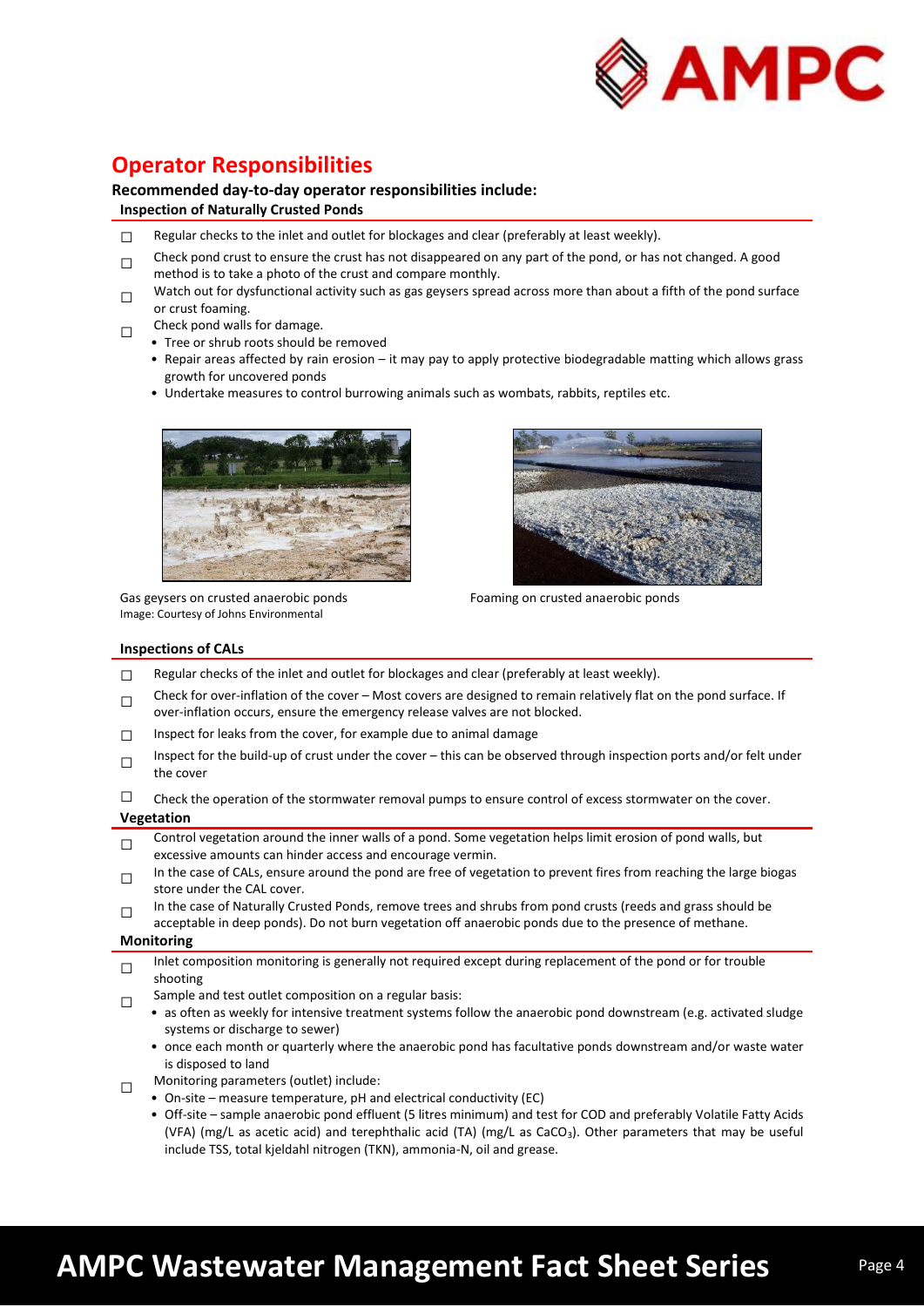# Operator Responsibilities

**Recommended day-to-day operator responsibilities include:**

### Inspection of Naturally Crusted Ponds

- ☐ Regular checks to the inlet and outlet for blockages and clear (preferably at least weekly).
- ☐ Check pond crust to ensure the crust has not disappeared on any part of the pond, or has not changed. A good method is to take a photo of the crust and compare monthly.
- ☐ Watch out for dysfunctional activity such as gas geysers spread across more than about a fifth of the pond surface or crust foaming.
- ☐ Check pond walls for damage.
  - Tree or shrub roots should be removed
  - Repair areas affected by rain erosion – it may pay to apply protective biodegradable matting which allows grass growth for uncovered ponds
  - Undertake measures to control burrowing animals such as wombats, rabbits, reptiles etc.

Gas geysers on crusted anaerobic ponds
Image: Courtesy of Johns Environmental

Foaming on crusted anaerobic ponds

### Inspections of CALs

- ☐ Regular checks of the inlet and outlet for blockages and clear (preferably at least weekly).
- ☐ Check for over-inflation of the cover – Most covers are designed to remain relatively flat on the pond surface. If over-inflation occurs, ensure the emergency release valves are not blocked.
- ☐ Inspect for leaks from the cover, for example due to animal damage
- ☐ Inspect for the build-up of crust under the cover – this can be observed through inspection ports and/or felt under the cover
- ☐ Check the operation of the stormwater removal pumps to ensure control of excess stormwater on the cover.

### Vegetation

- ☐ Control vegetation around the inner walls of a pond. Some vegetation helps limit erosion of pond walls, but excessive amounts can hinder access and encourage vermin.
- ☐ In the case of CALs, ensure around the pond are free of vegetation to prevent fires from reaching the large biogas store under the CAL cover.
- ☐ In the case of Naturally Crusted Ponds, remove trees and shrubs from pond crusts (reeds and grass should be acceptable in deep ponds). Do not burn vegetation off anaerobic ponds due to the presence of methane.

### Monitoring

- ☐ Inlet composition monitoring is generally not required except during replacement of the pond or for trouble shooting
- ☐ Sample and test outlet composition on a regular basis:
  - as often as weekly for intensive treatment systems follow the anaerobic pond downstream (e.g. activated sludge systems or discharge to sewer)
  - once each month or quarterly where the anaerobic pond has facultative ponds downstream and/or waste water is disposed to land
- ☐ Monitoring parameters (outlet) include:
  - On-site – measure temperature, pH and electrical conductivity (EC)
  - Off-site – sample anaerobic pond effluent (5 litres minimum) and test for COD and preferably Volatile Fatty Acids (VFA) (mg/L as acetic acid) and terephthalic acid (TA) (mg/L as $CaCO_3$). Other parameters that may be useful include TSS, total kjeldahl nitrogen (TKN), ammonia-N, oil and grease.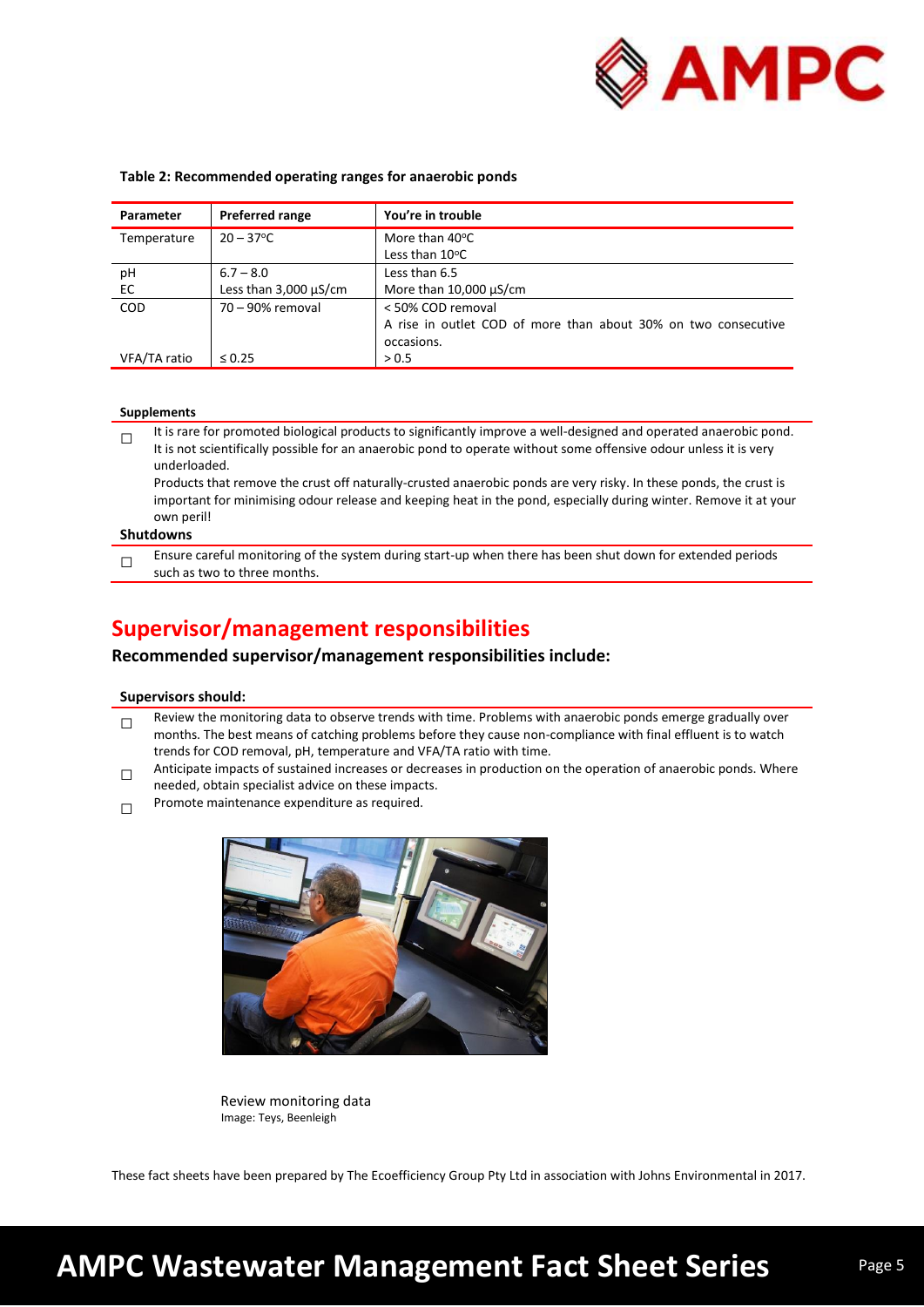**Table 2: Recommended operating ranges for anaerobic ponds**

| Parameter | Preferred range | You're in trouble |
|---|---|---|
| Temperature | 20 – 37°C | More than 40°C<br>Less than 10°C |
| pH | 6.7 – 8.0 | Less than 6.5 |
| EC | Less than 3,000 µS/cm | More than 10,000 µS/cm |
| COD | 70 – 90% removal | < 50% COD removal<br>A rise in outlet COD of more than about 30% on two consecutive occasions. |
| VFA/TA ratio | ≤ 0.25 | > 0.5 |

**Supplements**

- ☐ It is rare for promoted biological products to significantly improve a well-designed and operated anaerobic pond. It is not scientifically possible for an anaerobic pond to operate without some offensive odour unless it is very underloaded.
  Products that remove the crust off naturally-crusted anaerobic ponds are very risky. In these ponds, the crust is important for minimising odour release and keeping heat in the pond, especially during winter. Remove it at your own peril!

**Shutdowns**

- ☐ Ensure careful monitoring of the system during start-up when there has been shut down for extended periods such as two to three months.

## Supervisor/management responsibilities

### Recommended supervisor/management responsibilities include:

**Supervisors should:**

- ☐ Review the monitoring data to observe trends with time. Problems with anaerobic ponds emerge gradually over months. The best means of catching problems before they cause non-compliance with final effluent is to watch trends for COD removal, pH, temperature and VFA/TA ratio with time.
- ☐ Anticipate impacts of sustained increases or decreases in production on the operation of anaerobic ponds. Where needed, obtain specialist advice on these impacts.
- ☐ Promote maintenance expenditure as required.

Review monitoring data
Image: Teys, Beenleigh

These fact sheets have been prepared by The Ecoefficiency Group Pty Ltd in association with Johns Environmental in 2017.